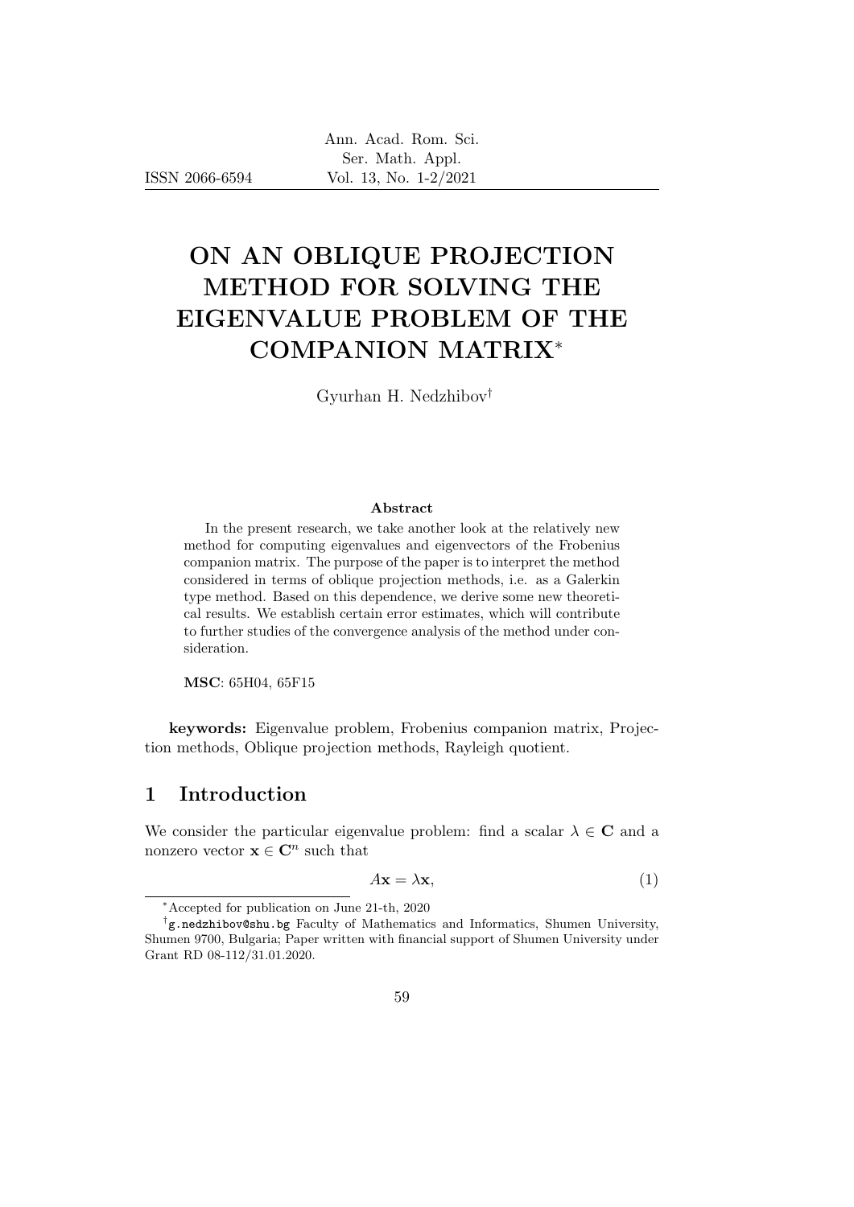# ON AN OBLIQUE PROJECTION METHOD FOR SOLVING THE EIGENVALUE PROBLEM OF THE COMPANION MATRIX*

Gyurhan H. Nedzhibov[†]

### Abstract

In the present research, we take another look at the relatively new method for computing eigenvalues and eigenvectors of the Frobenius companion matrix. The purpose of the paper is to interpret the method considered in terms of oblique projection methods, i.e. as a Galerkin type method. Based on this dependence, we derive some new theoretical results. We establish certain error estimates, which will contribute to further studies of the convergence analysis of the method under consideration.

**MSC**: 65H04, 65F15

**keywords:** Eigenvalue problem, Frobenius companion matrix, Projection methods, Oblique projection methods, Rayleigh quotient.

## 1 Introduction

We consider the particular eigenvalue problem: find a scalar $\lambda \in \mathbf{C}$ and a nonzero vector $\mathbf{x} \in \mathbf{C}^n$ such that

$$A\mathbf{x} = \lambda\mathbf{x}, \tag{1}$$

---

*Accepted for publication on June 21-th, 2020

[†] g.nedzhibov@shu.bg Faculty of Mathematics and Informatics, Shumen University, Shumen 9700, Bulgaria; Paper written with financial support of Shumen University under Grant RD 08-112/31.01.2020.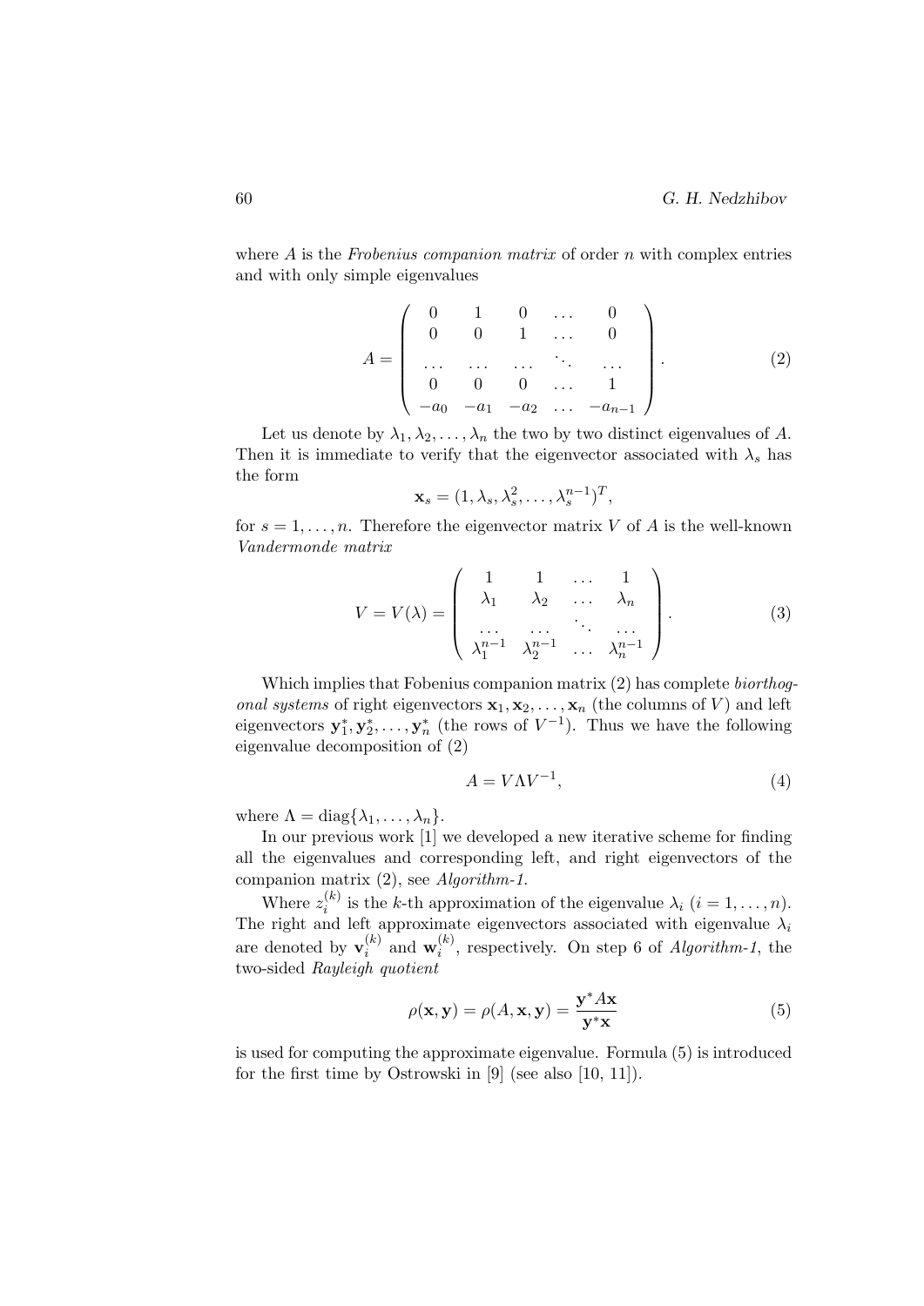where $A$ is the *Frobenius companion matrix* of order $n$ with complex entries and with only simple eigenvalues

$$A = \begin{pmatrix} 0 & 1 & 0 & \dots & 0 \\ 0 & 0 & 1 & \dots & 0 \\ \dots & \dots & \dots & \ddots & \dots \\ 0 & 0 & 0 & \dots & 1 \\ -a_0 & -a_1 & -a_2 & \dots & -a_{n-1} \end{pmatrix}. \tag{2}$$

Let us denote by $\lambda_1, \lambda_2, \dots, \lambda_n$ the two by two distinct eigenvalues of $A$. Then it is immediate to verify that the eigenvector associated with $\lambda_s$ has the form

$$\mathbf{x}_s = (1, \lambda_s, \lambda_s^2, \dots, \lambda_s^{n-1})^T,$$

for $s = 1, \dots, n$. Therefore the eigenvector matrix $V$ of $A$ is the well-known *Vandermonde matrix*

$$V = V(\lambda) = \begin{pmatrix} 1 & 1 & \dots & 1 \\ \lambda_1 & \lambda_2 & \dots & \lambda_n \\ \dots & \dots & \ddots & \dots \\ \lambda_1^{n-1} & \lambda_2^{n-1} & \dots & \lambda_n^{n-1} \end{pmatrix}. \tag{3}$$

Which implies that Fobenius companion matrix (2) has complete *biorthogonal systems* of right eigenvectors $\mathbf{x}_1, \mathbf{x}_2, \dots, \mathbf{x}_n$ (the columns of $V$) and left eigenvectors $\mathbf{y}_1^*, \mathbf{y}_2^*, \dots, \mathbf{y}_n^*$ (the rows of $V^{-1}$). Thus we have the following eigenvalue decomposition of (2)

$$A = V \Lambda V^{-1}, \tag{4}$$

where $\Lambda = \mathrm{diag}\{\lambda_1, \dots, \lambda_n\}$.

In our previous work [1] we developed a new iterative scheme for finding all the eigenvalues and corresponding left, and right eigenvectors of the companion matrix (2), see *Algorithm-1.*

Where $z_i^{(k)}$ is the $k$-th approximation of the eigenvalue $\lambda_i$ $(i = 1, \dots, n)$. The right and left approximate eigenvectors associated with eigenvalue $\lambda_i$ are denoted by $\mathbf{v}_i^{(k)}$ and $\mathbf{w}_i^{(k)}$, respectively. On step 6 of *Algorithm-1*, the two-sided *Rayleigh quotient*

$$\rho(\mathbf{x}, \mathbf{y}) = \rho(A, \mathbf{x}, \mathbf{y}) = \frac{\mathbf{y}^* A \mathbf{x}}{\mathbf{y}^* \mathbf{x}} \tag{5}$$

is used for computing the approximate eigenvalue. Formula (5) is introduced for the first time by Ostrowski in [9] (see also [10, 11]).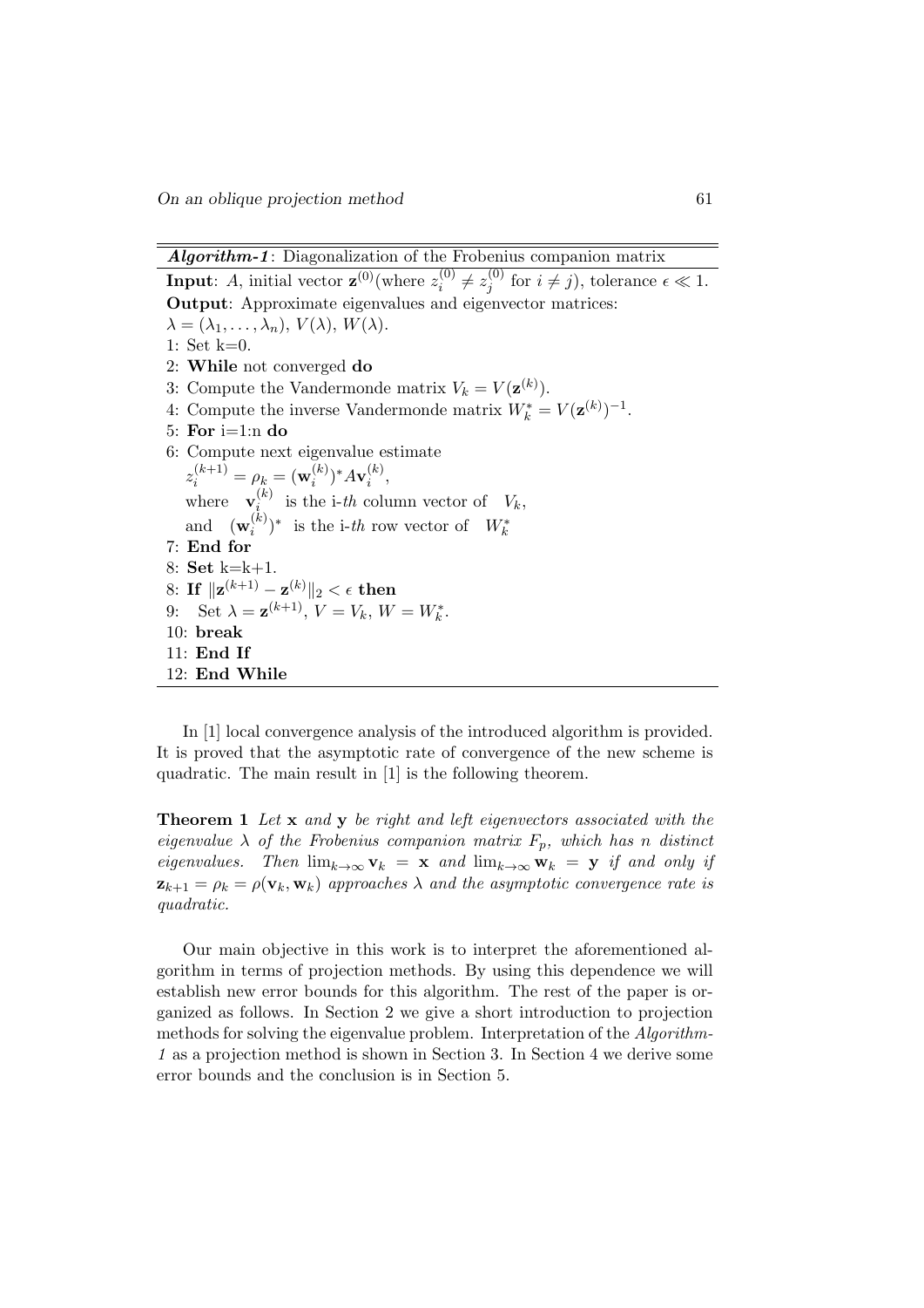**_Algorithm-1_**: Diagonalization of the Frobenius companion matrix

**Input**: $A$, initial vector $\mathbf{z}^{(0)}$(where $z_i^{(0)} \neq z_j^{(0)}$ for $i \neq j$), tolerance $\epsilon \ll 1$.
**Output**: Approximate eigenvalues and eigenvector matrices:
$\lambda = (\lambda_1, \ldots, \lambda_n)$, $V(\lambda)$, $W(\lambda)$.

1: Set k=0.
2: **While** not converged **do**
3: Compute the Vandermonde matrix $V_k = V(\mathbf{z}^{(k)})$.
4: Compute the inverse Vandermonde matrix $W_k^* = V(\mathbf{z}^{(k)})^{-1}$.
5: **For** i=1:n **do**
6: Compute next eigenvalue estimate
$z_i^{(k+1)} = \rho_k = (\mathbf{w}_i^{(k)})^* A \mathbf{v}_i^{(k)}$,
where $\mathbf{v}_i^{(k)}$ is the i-*th* column vector of $V_k$,
and $(\mathbf{w}_i^{(k)})^*$ is the i-*th* row vector of $W_k^*$
7: **End for**
8: **Set** k=k+1.
8: **If** $\|\mathbf{z}^{(k+1)} - \mathbf{z}^{(k)}\|_2 < \epsilon$ **then**
9: Set $\lambda = \mathbf{z}^{(k+1)}$, $V = V_k$, $W = W_k^*$.
10: **break**
11: **End If**
12: **End While**

In [1] local convergence analysis of the introduced algorithm is provided. It is proved that the asymptotic rate of convergence of the new scheme is quadratic. The main result in [1] is the following theorem.

**Theorem 1** *Let* $\mathbf{x}$ *and* $\mathbf{y}$ *be right and left eigenvectors associated with the eigenvalue* $\lambda$ *of the Frobenius companion matrix* $F_p$*, which has* $n$ *distinct eigenvalues. Then* $\lim_{k\to\infty} \mathbf{v}_k = \mathbf{x}$ *and* $\lim_{k\to\infty} \mathbf{w}_k = \mathbf{y}$ *if and only if* $\mathbf{z}_{k+1} = \rho_k = \rho(\mathbf{v}_k, \mathbf{w}_k)$ *approaches* $\lambda$ *and the asymptotic convergence rate is quadratic.*

Our main objective in this work is to interpret the aforementioned algorithm in terms of projection methods. By using this dependence we will establish new error bounds for this algorithm. The rest of the paper is organized as follows. In Section 2 we give a short introduction to projection methods for solving the eigenvalue problem. Interpretation of the *Algorithm-1* as a projection method is shown in Section 3. In Section 4 we derive some error bounds and the conclusion is in Section 5.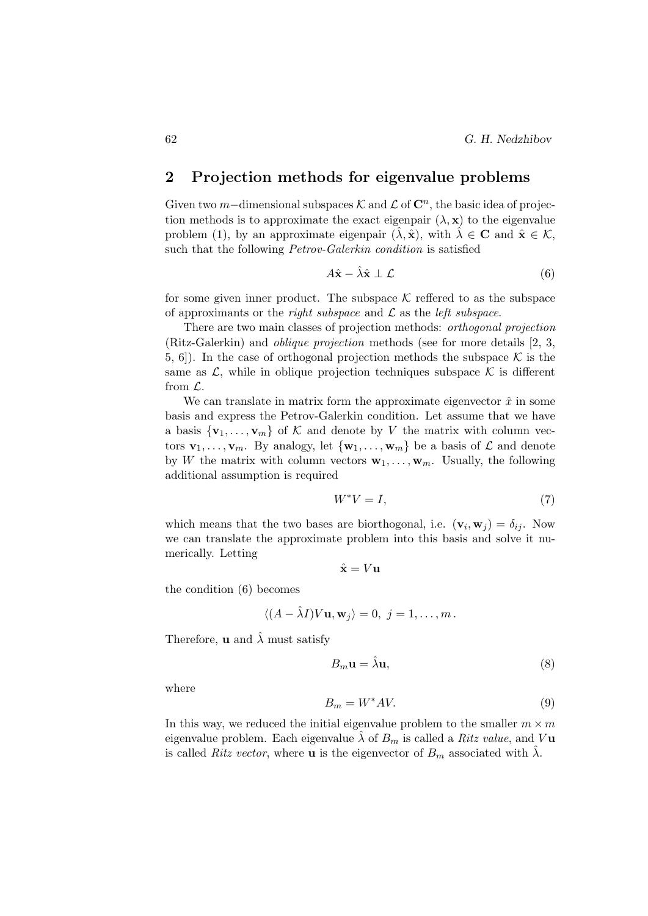## 2 Projection methods for eigenvalue problems

Given two $m-$dimensional subspaces $\mathcal{K}$ and $\mathcal{L}$ of $\mathbf{C}^n$, the basic idea of projection methods is to approximate the exact eigenpair $(\lambda, \mathbf{x})$ to the eigenvalue problem (1), by an approximate eigenpair $(\hat{\lambda}, \hat{\mathbf{x}})$, with $\hat{\lambda} \in \mathbf{C}$ and $\hat{\mathbf{x}} \in \mathcal{K}$, such that the following *Petrov-Galerkin condition* is satisfied

$$A\hat{\mathbf{x}} - \hat{\lambda}\hat{\mathbf{x}} \perp \mathcal{L} \tag{6}$$

for some given inner product. The subspace $\mathcal{K}$ reffered to as the subspace of approximants or the *right subspace* and $\mathcal{L}$ as the *left subspace*.

There are two main classes of projection methods: *orthogonal projection* (Ritz-Galerkin) and *oblique projection* methods (see for more details [2, 3, 5, 6]). In the case of orthogonal projection methods the subspace $\mathcal{K}$ is the same as $\mathcal{L}$, while in oblique projection techniques subspace $\mathcal{K}$ is different from $\mathcal{L}$.

We can translate in matrix form the approximate eigenvector $\hat{x}$ in some basis and express the Petrov-Galerkin condition. Let assume that we have a basis $\{\mathbf{v}_1, \dots, \mathbf{v}_m\}$ of $\mathcal{K}$ and denote by $V$ the matrix with column vectors $\mathbf{v}_1, \dots, \mathbf{v}_m$. By analogy, let $\{\mathbf{w}_1, \dots, \mathbf{w}_m\}$ be a basis of $\mathcal{L}$ and denote by $W$ the matrix with column vectors $\mathbf{w}_1, \dots, \mathbf{w}_m$. Usually, the following additional assumption is required

$$W^*V = I, \tag{7}$$

which means that the two bases are biorthogonal, i.e. $(\mathbf{v}_i, \mathbf{w}_j) = \delta_{ij}$. Now we can translate the approximate problem into this basis and solve it numerically. Letting

$$\hat{\mathbf{x}} = V\mathbf{u}$$

the condition (6) becomes

$$\langle (A - \hat{\lambda}I)V\mathbf{u}, \mathbf{w}_j \rangle = 0, \; j = 1, \dots, m\,.$$

Therefore, $\mathbf{u}$ and $\hat{\lambda}$ must satisfy

$$B_m\mathbf{u} = \hat{\lambda}\mathbf{u}, \tag{8}$$

where

$$B_m = W^*AV. \tag{9}$$

In this way, we reduced the initial eigenvalue problem to the smaller $m \times m$ eigenvalue problem. Each eigenvalue $\hat{\lambda}$ of $B_m$ is called a *Ritz value*, and $V\mathbf{u}$ is called *Ritz vector*, where $\mathbf{u}$ is the eigenvector of $B_m$ associated with $\hat{\lambda}$.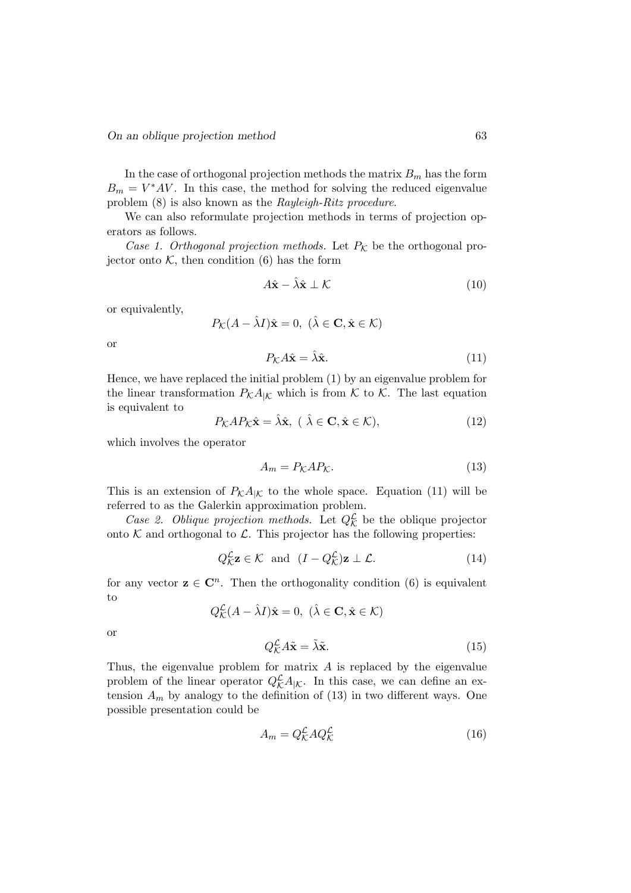In the case of orthogonal projection methods the matrix $B_m$ has the form $B_m = V^*AV$. In this case, the method for solving the reduced eigenvalue problem (8) is also known as the *Rayleigh-Ritz procedure*.

We can also reformulate projection methods in terms of projection operators as follows.

*Case 1. Orthogonal projection methods.* Let $P_{\mathcal{K}}$ be the orthogonal projector onto $\mathcal{K}$, then condition (6) has the form

$$A\hat{\mathbf{x}} - \hat{\lambda}\hat{\mathbf{x}} \perp \mathcal{K} \tag{10}$$

or equivalently,

$$P_{\mathcal{K}}(A - \hat{\lambda}I)\hat{\mathbf{x}} = 0, \ (\hat{\lambda} \in \mathbf{C}, \hat{\mathbf{x}} \in \mathcal{K})$$

or

$$P_{\mathcal{K}}A\hat{\mathbf{x}} = \hat{\lambda}\hat{\mathbf{x}}. \tag{11}$$

Hence, we have replaced the initial problem (1) by an eigenvalue problem for the linear transformation $P_{\mathcal{K}}A_{|\mathcal{K}}$ which is from $\mathcal{K}$ to $\mathcal{K}$. The last equation is equivalent to

$$P_{\mathcal{K}}AP_{\mathcal{K}}\hat{\mathbf{x}} = \hat{\lambda}\hat{\mathbf{x}}, \ ( \ \hat{\lambda} \in \mathbf{C}, \hat{\mathbf{x}} \in \mathcal{K}), \tag{12}$$

which involves the operator

$$A_m = P_{\mathcal{K}}AP_{\mathcal{K}}. \tag{13}$$

This is an extension of $P_{\mathcal{K}}A_{|\mathcal{K}}$ to the whole space. Equation (11) will be referred to as the Galerkin approximation problem.

*Case 2. Oblique projection methods.* Let $Q_{\mathcal{K}}^{\mathcal{L}}$ be the oblique projector onto $\mathcal{K}$ and orthogonal to $\mathcal{L}$. This projector has the following properties:

$$Q_{\mathcal{K}}^{\mathcal{L}}\mathbf{z} \in \mathcal{K} \ \text{ and } \ (I - Q_{\mathcal{K}}^{\mathcal{L}})\mathbf{z} \perp \mathcal{L}. \tag{14}$$

for any vector $\mathbf{z} \in \mathbf{C}^n$. Then the orthogonality condition (6) is equivalent to

$$Q_{\mathcal{K}}^{\mathcal{L}}(A - \hat{\lambda}I)\hat{\mathbf{x}} = 0, \ (\hat{\lambda} \in \mathbf{C}, \hat{\mathbf{x}} \in \mathcal{K})$$

or

$$Q_{\mathcal{K}}^{\mathcal{L}}A\tilde{\mathbf{x}} = \tilde{\lambda}\tilde{\mathbf{x}}. \tag{15}$$

Thus, the eigenvalue problem for matrix $A$ is replaced by the eigenvalue problem of the linear operator $Q_{\mathcal{K}}^{\mathcal{L}}A_{|\mathcal{K}}$. In this case, we can define an extension $A_m$ by analogy to the definition of (13) in two different ways. One possible presentation could be

$$A_m = Q_{\mathcal{K}}^{\mathcal{L}}AQ_{\mathcal{K}}^{\mathcal{L}} \tag{16}$$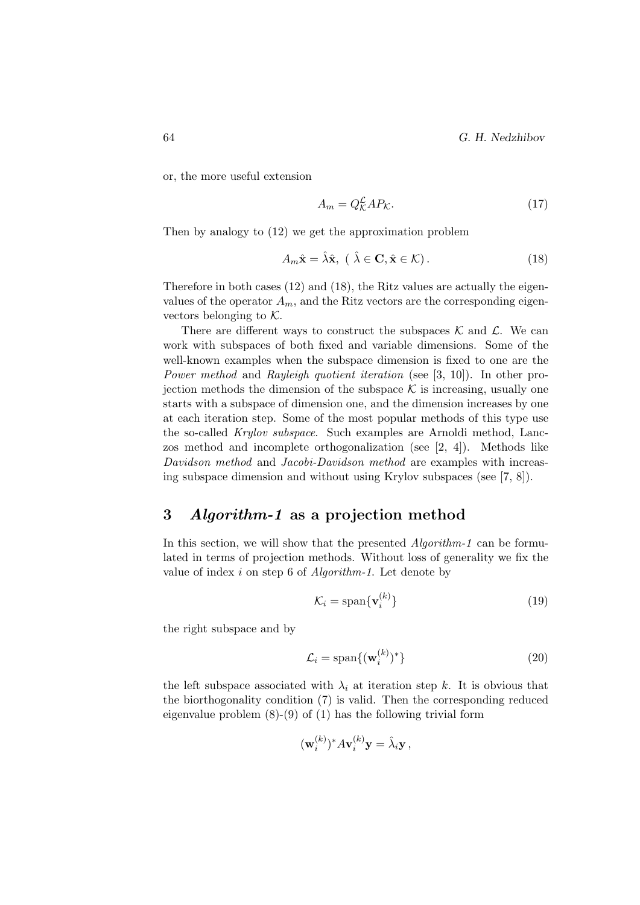or, the more useful extension

$$A_m = Q_{\mathcal{K}}^{\mathcal{L}} A P_{\mathcal{K}}. \tag{17}$$

Then by analogy to (12) we get the approximation problem

$$A_m \hat{\mathbf{x}} = \hat{\lambda}\hat{\mathbf{x}}, \ (\ \hat{\lambda} \in \mathbf{C}, \hat{\mathbf{x}} \in \mathcal{K})\,. \tag{18}$$

Therefore in both cases (12) and (18), the Ritz values are actually the eigenvalues of the operator $A_m$, and the Ritz vectors are the corresponding eigenvectors belonging to $\mathcal{K}$.

There are different ways to construct the subspaces $\mathcal{K}$ and $\mathcal{L}$. We can work with subspaces of both fixed and variable dimensions. Some of the well-known examples when the subspace dimension is fixed to one are the *Power method* and *Rayleigh quotient iteration* (see [3, 10]). In other projection methods the dimension of the subspace $\mathcal{K}$ is increasing, usually one starts with a subspace of dimension one, and the dimension increases by one at each iteration step. Some of the most popular methods of this type use the so-called *Krylov subspace*. Such examples are Arnoldi method, Lanczos method and incomplete orthogonalization (see [2, 4]). Methods like *Davidson method* and *Jacobi-Davidson method* are examples with increasing subspace dimension and without using Krylov subspaces (see [7, 8]).

## 3 *Algorithm-1* as a projection method

In this section, we will show that the presented *Algorithm-1* can be formulated in terms of projection methods. Without loss of generality we fix the value of index $i$ on step 6 of *Algorithm-1*. Let denote by

$$\mathcal{K}_i = \operatorname{span}\{\mathbf{v}_i^{(k)}\} \tag{19}$$

the right subspace and by

$$\mathcal{L}_i = \operatorname{span}\{(\mathbf{w}_i^{(k)})^*\} \tag{20}$$

the left subspace associated with $\lambda_i$ at iteration step $k$. It is obvious that the biorthogonality condition (7) is valid. Then the corresponding reduced eigenvalue problem (8)-(9) of (1) has the following trivial form

$$(\mathbf{w}_i^{(k)})^* A \mathbf{v}_i^{(k)} \mathbf{y} = \hat{\lambda}_i \mathbf{y}\,,$$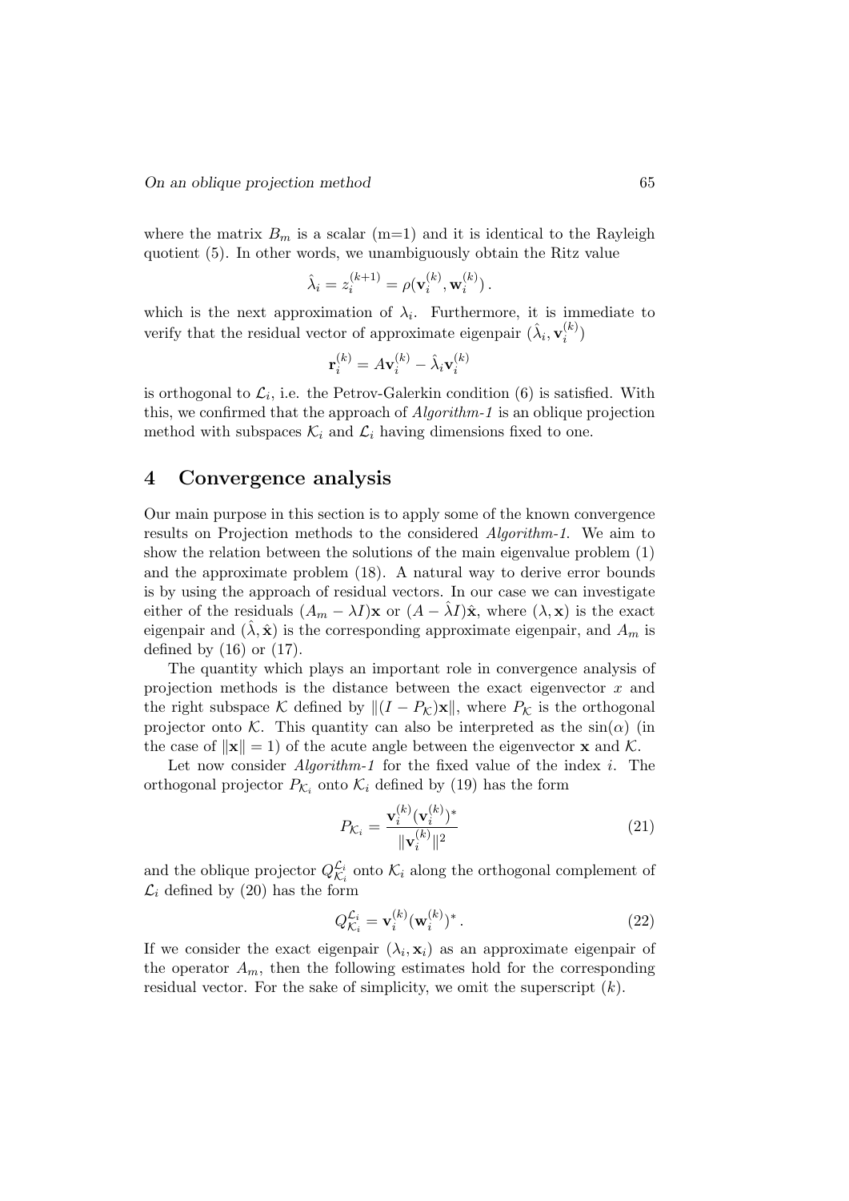where the matrix $B_m$ is a scalar (m=1) and it is identical to the Rayleigh quotient (5). In other words, we unambiguously obtain the Ritz value

$$\hat{\lambda}_i = z_i^{(k+1)} = \rho(\mathbf{v}_i^{(k)}, \mathbf{w}_i^{(k)})\,.$$

which is the next approximation of $\lambda_i$. Furthermore, it is immediate to verify that the residual vector of approximate eigenpair $(\hat{\lambda}_i, \mathbf{v}_i^{(k)})$

$$\mathbf{r}_i^{(k)} = A\mathbf{v}_i^{(k)} - \hat{\lambda}_i \mathbf{v}_i^{(k)}$$

is orthogonal to $\mathcal{L}_i$, i.e. the Petrov-Galerkin condition (6) is satisfied. With this, we confirmed that the approach of *Algorithm-1* is an oblique projection method with subspaces $\mathcal{K}_i$ and $\mathcal{L}_i$ having dimensions fixed to one.

# 4 Convergence analysis

Our main purpose in this section is to apply some of the known convergence results on Projection methods to the considered *Algorithm-1*. We aim to show the relation between the solutions of the main eigenvalue problem (1) and the approximate problem (18). A natural way to derive error bounds is by using the approach of residual vectors. In our case we can investigate either of the residuals $(A_m - \lambda I)\mathbf{x}$ or $(A - \hat{\lambda} I)\hat{\mathbf{x}}$, where $(\lambda, \mathbf{x})$ is the exact eigenpair and $(\hat{\lambda}, \hat{\mathbf{x}})$ is the corresponding approximate eigenpair, and $A_m$ is defined by (16) or (17).

The quantity which plays an important role in convergence analysis of projection methods is the distance between the exact eigenvector $x$ and the right subspace $\mathcal{K}$ defined by $\|(I - P_{\mathcal{K}})\mathbf{x}\|$, where $P_{\mathcal{K}}$ is the orthogonal projector onto $\mathcal{K}$. This quantity can also be interpreted as the $\sin(\alpha)$ (in the case of $\|\mathbf{x}\| = 1$) of the acute angle between the eigenvector $\mathbf{x}$ and $\mathcal{K}$.

Let now consider *Algorithm-1* for the fixed value of the index $i$. The orthogonal projector $P_{\mathcal{K}_i}$ onto $\mathcal{K}_i$ defined by (19) has the form

$$P_{\mathcal{K}_i} = \frac{\mathbf{v}_i^{(k)}(\mathbf{v}_i^{(k)})^*}{\|\mathbf{v}_i^{(k)}\|^2} \tag{21}$$

and the oblique projector $Q_{\mathcal{K}_i}^{\mathcal{L}_i}$ onto $\mathcal{K}_i$ along the orthogonal complement of $\mathcal{L}_i$ defined by (20) has the form

$$Q_{\mathcal{K}_i}^{\mathcal{L}_i} = \mathbf{v}_i^{(k)}(\mathbf{w}_i^{(k)})^*\,. \tag{22}$$

If we consider the exact eigenpair $(\lambda_i, \mathbf{x}_i)$ as an approximate eigenpair of the operator $A_m$, then the following estimates hold for the corresponding residual vector. For the sake of simplicity, we omit the superscript $(k)$.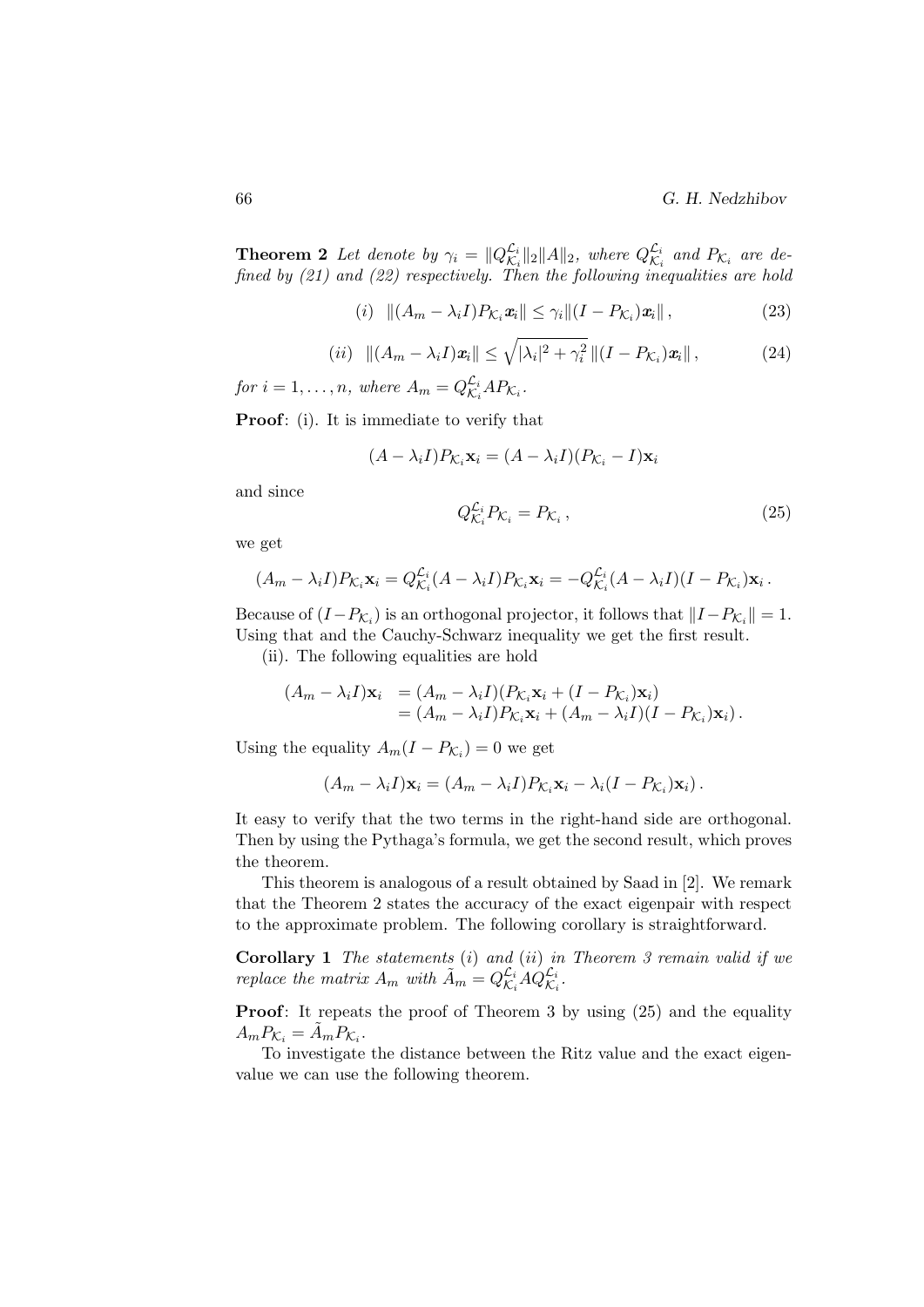**Theorem 2** *Let denote by* $\gamma_i = \|Q^{\mathcal{L}_i}_{\mathcal{K}_i}\|_2 \|A\|_2$*, where* $Q^{\mathcal{L}_i}_{\mathcal{K}_i}$ *and* $P_{\mathcal{K}_i}$ *are defined by (21) and (22) respectively. Then the following inequalities are hold*

$$(i) \quad \|(A_m - \lambda_i I) P_{\mathcal{K}_i} \boldsymbol{x}_i\| \leq \gamma_i \|(I - P_{\mathcal{K}_i}) \boldsymbol{x}_i\| \,, \tag{23}$$

$$(ii) \quad \|(A_m - \lambda_i I) \boldsymbol{x}_i\| \leq \sqrt{|\lambda_i|^2 + \gamma_i^2}\, \|(I - P_{\mathcal{K}_i}) \boldsymbol{x}_i\| \,, \tag{24}$$

*for* $i = 1, \ldots, n$*, where* $A_m = Q^{\mathcal{L}_i}_{\mathcal{K}_i} A P_{\mathcal{K}_i}$*.*

**Proof**: (i). It is immediate to verify that

$$(A - \lambda_i I) P_{\mathcal{K}_i} \mathbf{x}_i = (A - \lambda_i I)(P_{\mathcal{K}_i} - I) \mathbf{x}_i$$

and since

$$Q^{\mathcal{L}_i}_{\mathcal{K}_i} P_{\mathcal{K}_i} = P_{\mathcal{K}_i} \,, \tag{25}$$

we get

$$(A_m - \lambda_i I) P_{\mathcal{K}_i} \mathbf{x}_i = Q^{\mathcal{L}_i}_{\mathcal{K}_i} (A - \lambda_i I) P_{\mathcal{K}_i} \mathbf{x}_i = -Q^{\mathcal{L}_i}_{\mathcal{K}_i} (A - \lambda_i I)(I - P_{\mathcal{K}_i}) \mathbf{x}_i \,.$$

Because of $(I - P_{\mathcal{K}_i})$ is an orthogonal projector, it follows that $\|I - P_{\mathcal{K}_i}\| = 1$. Using that and the Cauchy-Schwarz inequality we get the first result.

(ii). The following equalities are hold

$$\begin{aligned}
(A_m - \lambda_i I) \mathbf{x}_i &= (A_m - \lambda_i I)(P_{\mathcal{K}_i} \mathbf{x}_i + (I - P_{\mathcal{K}_i}) \mathbf{x}_i) \\
&= (A_m - \lambda_i I) P_{\mathcal{K}_i} \mathbf{x}_i + (A_m - \lambda_i I)(I - P_{\mathcal{K}_i}) \mathbf{x}_i) \,.
\end{aligned}$$

Using the equality $A_m (I - P_{\mathcal{K}_i}) = 0$ we get

$$(A_m - \lambda_i I) \mathbf{x}_i = (A_m - \lambda_i I) P_{\mathcal{K}_i} \mathbf{x}_i - \lambda_i (I - P_{\mathcal{K}_i}) \mathbf{x}_i) \,.$$

It easy to verify that the two terms in the right-hand side are orthogonal. Then by using the Pythaga's formula, we get the second result, which proves the theorem.

This theorem is analogous of a result obtained by Saad in [2]. We remark that the Theorem 2 states the accuracy of the exact eigenpair with respect to the approximate problem. The following corollary is straightforward.

**Corollary 1** *The statements* (*i*) *and* (*ii*) *in Theorem 3 remain valid if we replace the matrix* $A_m$ *with* $\tilde{A}_m = Q^{\mathcal{L}_i}_{\mathcal{K}_i} A Q^{\mathcal{L}_i}_{\mathcal{K}_i}$*.*

**Proof**: It repeats the proof of Theorem 3 by using (25) and the equality $A_m P_{\mathcal{K}_i} = \tilde{A}_m P_{\mathcal{K}_i}$.

To investigate the distance between the Ritz value and the exact eigenvalue we can use the following theorem.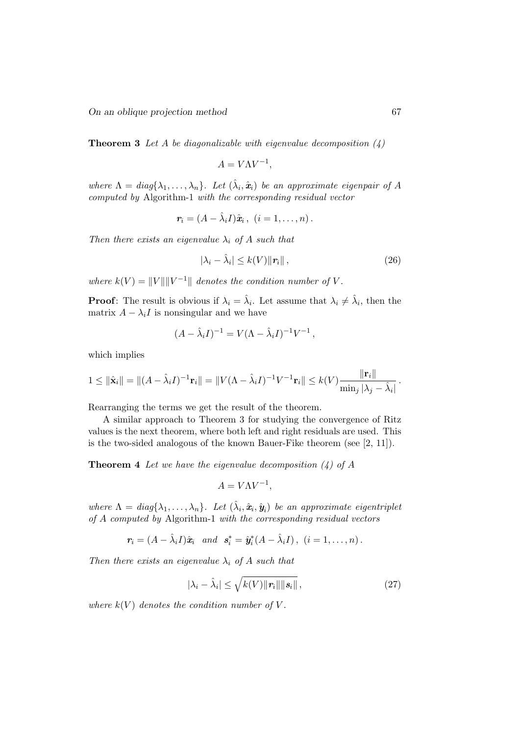**Theorem 3** *Let $A$ be diagonalizable with eigenvalue decomposition (4)*

$$A = V\Lambda V^{-1},$$

*where $\Lambda = diag\{\lambda_1, \ldots, \lambda_n\}$. Let $(\hat{\lambda}_i, \hat{\boldsymbol{x}}_i)$ be an approximate eigenpair of $A$ computed by* Algorithm-1 *with the corresponding residual vector*

$$\boldsymbol{r}_i = (A - \hat{\lambda}_i I)\hat{\boldsymbol{x}}_i\,, \ (i = 1, \ldots, n)\,.$$

*Then there exists an eigenvalue $\lambda_i$ of $A$ such that*

$$|\lambda_i - \hat{\lambda}_i| \leq k(V)\|\boldsymbol{r}_i\|\,, \tag{26}$$

*where $k(V) = \|V\|\|V^{-1}\|$ denotes the condition number of $V$.*

**Proof**: The result is obvious if $\lambda_i = \hat{\lambda}_i$. Let assume that $\lambda_i \neq \hat{\lambda}_i$, then the matrix $A - \lambda_i I$ is nonsingular and we have

$$(A - \hat{\lambda}_i I)^{-1} = V(\Lambda - \hat{\lambda}_i I)^{-1}V^{-1}\,,$$

which implies

$$1 \leq \|\hat{\mathbf{x}}_i\| = \|(A - \hat{\lambda}_i I)^{-1}\mathbf{r}_i\| = \|V(\Lambda - \hat{\lambda}_i I)^{-1}V^{-1}\mathbf{r}_i\| \leq k(V)\frac{\|\mathbf{r}_i\|}{\min_j |\lambda_j - \hat{\lambda}_i|}\,.$$

Rearranging the terms we get the result of the theorem.

A similar approach to Theorem 3 for studying the convergence of Ritz values is the next theorem, where both left and right residuals are used. This is the two-sided analogous of the known Bauer-Fike theorem (see [2, 11]).

**Theorem 4** *Let we have the eigenvalue decomposition (4) of $A$*

$$A = V\Lambda V^{-1},$$

*where $\Lambda = diag\{\lambda_1, \ldots, \lambda_n\}$. Let $(\hat{\lambda}_i, \hat{\boldsymbol{x}}_i, \hat{\boldsymbol{y}}_i)$ be an approximate eigentriplet of $A$ computed by* Algorithm-1 *with the corresponding residual vectors*

$$\boldsymbol{r}_i = (A - \hat{\lambda}_i I)\hat{\boldsymbol{x}}_i \ \ and \ \ \boldsymbol{s}_i^* = \hat{\boldsymbol{y}}_i^*(A - \hat{\lambda}_i I)\,, \ (i = 1, \ldots, n)\,.$$

*Then there exists an eigenvalue $\lambda_i$ of $A$ such that*

$$|\lambda_i - \hat{\lambda}_i| \leq \sqrt{k(V)\|\boldsymbol{r}_i\|\|\boldsymbol{s}_i\|}\,, \tag{27}$$

*where $k(V)$ denotes the condition number of $V$.*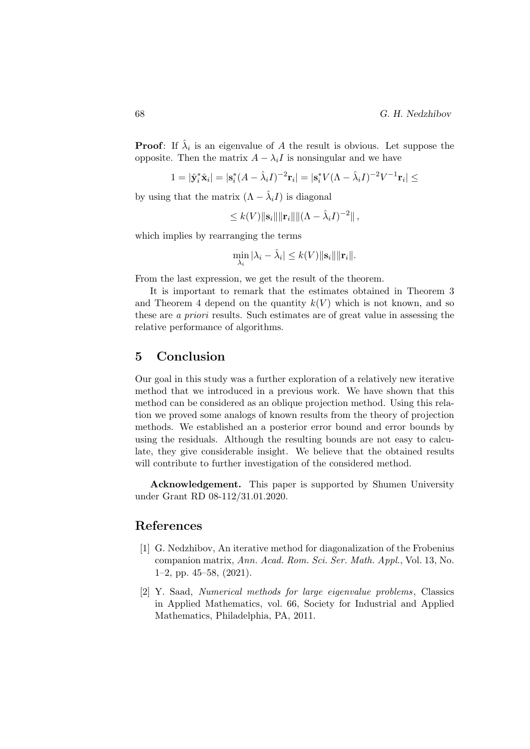**Proof**: If $\hat{\lambda}_i$ is an eigenvalue of $A$ the result is obvious. Let suppose the opposite. Then the matrix $A - \lambda_i I$ is nonsingular and we have

$$1 = |\hat{\mathbf{y}}_i^* \hat{\mathbf{x}}_i| = |\mathbf{s}_i^* (A - \hat{\lambda}_i I)^{-2} \mathbf{r}_i| = |\mathbf{s}_i^* V (\Lambda - \hat{\lambda}_i I)^{-2} V^{-1} \mathbf{r}_i| \leq$$

by using that the matrix $(\Lambda - \hat{\lambda}_i I)$ is diagonal

$$\leq k(V) \|\mathbf{s}_i\| \|\mathbf{r}_i\| \|(\Lambda - \hat{\lambda}_i I)^{-2}\| ,$$

which implies by rearranging the terms

$$\min_{\lambda_i} |\lambda_i - \hat{\lambda}_i| \leq k(V) \|\mathbf{s}_i\| \|\mathbf{r}_i\|.$$

From the last expression, we get the result of the theorem.

It is important to remark that the estimates obtained in Theorem 3 and Theorem 4 depend on the quantity $k(V)$ which is not known, and so these are *a priori* results. Such estimates are of great value in assessing the relative performance of algorithms.

## 5 Conclusion

Our goal in this study was a further exploration of a relatively new iterative method that we introduced in a previous work. We have shown that this method can be considered as an oblique projection method. Using this relation we proved some analogs of known results from the theory of projection methods. We established an a posterior error bound and error bounds by using the residuals. Although the resulting bounds are not easy to calculate, they give considerable insight. We believe that the obtained results will contribute to further investigation of the considered method.

**Acknowledgement.** This paper is supported by Shumen University under Grant RD 08-112/31.01.2020.

## References

[1] G. Nedzhibov, An iterative method for diagonalization of the Frobenius companion matrix, *Ann. Acad. Rom. Sci. Ser. Math. Appl.*, Vol. 13, No. 1–2, pp. 45–58, (2021).

[2] Y. Saad, *Numerical methods for large eigenvalue problems*, Classics in Applied Mathematics, vol. 66, Society for Industrial and Applied Mathematics, Philadelphia, PA, 2011.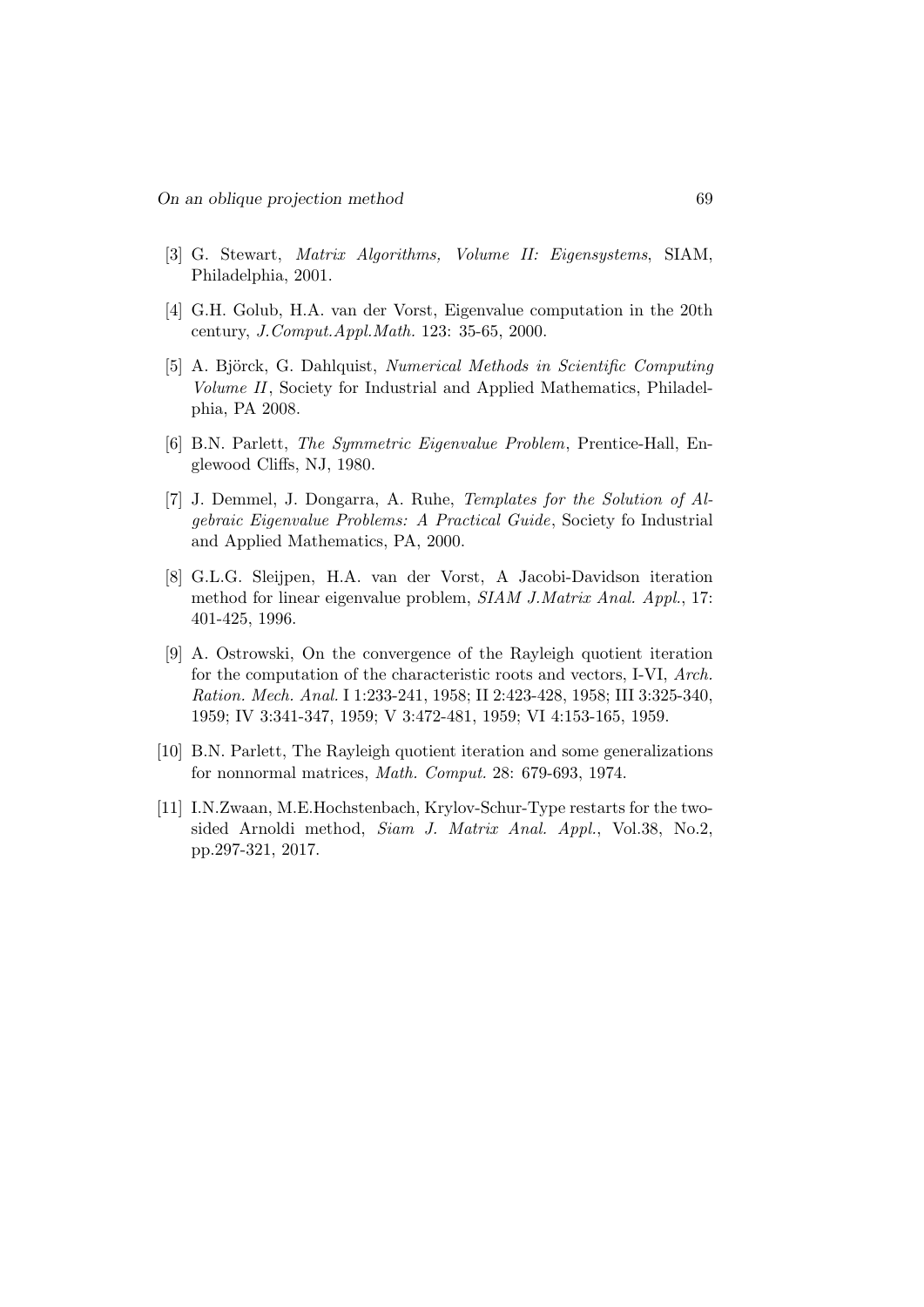[3] G. Stewart, *Matrix Algorithms, Volume II: Eigensystems*, SIAM, Philadelphia, 2001.

[4] G.H. Golub, H.A. van der Vorst, Eigenvalue computation in the 20th century, *J.Comput.Appl.Math.* 123: 35-65, 2000.

[5] A. Björck, G. Dahlquist, *Numerical Methods in Scientific Computing Volume II*, Society for Industrial and Applied Mathematics, Philadelphia, PA 2008.

[6] B.N. Parlett, *The Symmetric Eigenvalue Problem*, Prentice-Hall, Englewood Cliffs, NJ, 1980.

[7] J. Demmel, J. Dongarra, A. Ruhe, *Templates for the Solution of Algebraic Eigenvalue Problems: A Practical Guide*, Society fo Industrial and Applied Mathematics, PA, 2000.

[8] G.L.G. Sleijpen, H.A. van der Vorst, A Jacobi-Davidson iteration method for linear eigenvalue problem, *SIAM J.Matrix Anal. Appl.*, 17: 401-425, 1996.

[9] A. Ostrowski, On the convergence of the Rayleigh quotient iteration for the computation of the characteristic roots and vectors, I-VI, *Arch. Ration. Mech. Anal.* I 1:233-241, 1958; II 2:423-428, 1958; III 3:325-340, 1959; IV 3:341-347, 1959; V 3:472-481, 1959; VI 4:153-165, 1959.

[10] B.N. Parlett, The Rayleigh quotient iteration and some generalizations for nonnormal matrices, *Math. Comput.* 28: 679-693, 1974.

[11] I.N.Zwaan, M.E.Hochstenbach, Krylov-Schur-Type restarts for the two-sided Arnoldi method, *Siam J. Matrix Anal. Appl.*, Vol.38, No.2, pp.297-321, 2017.